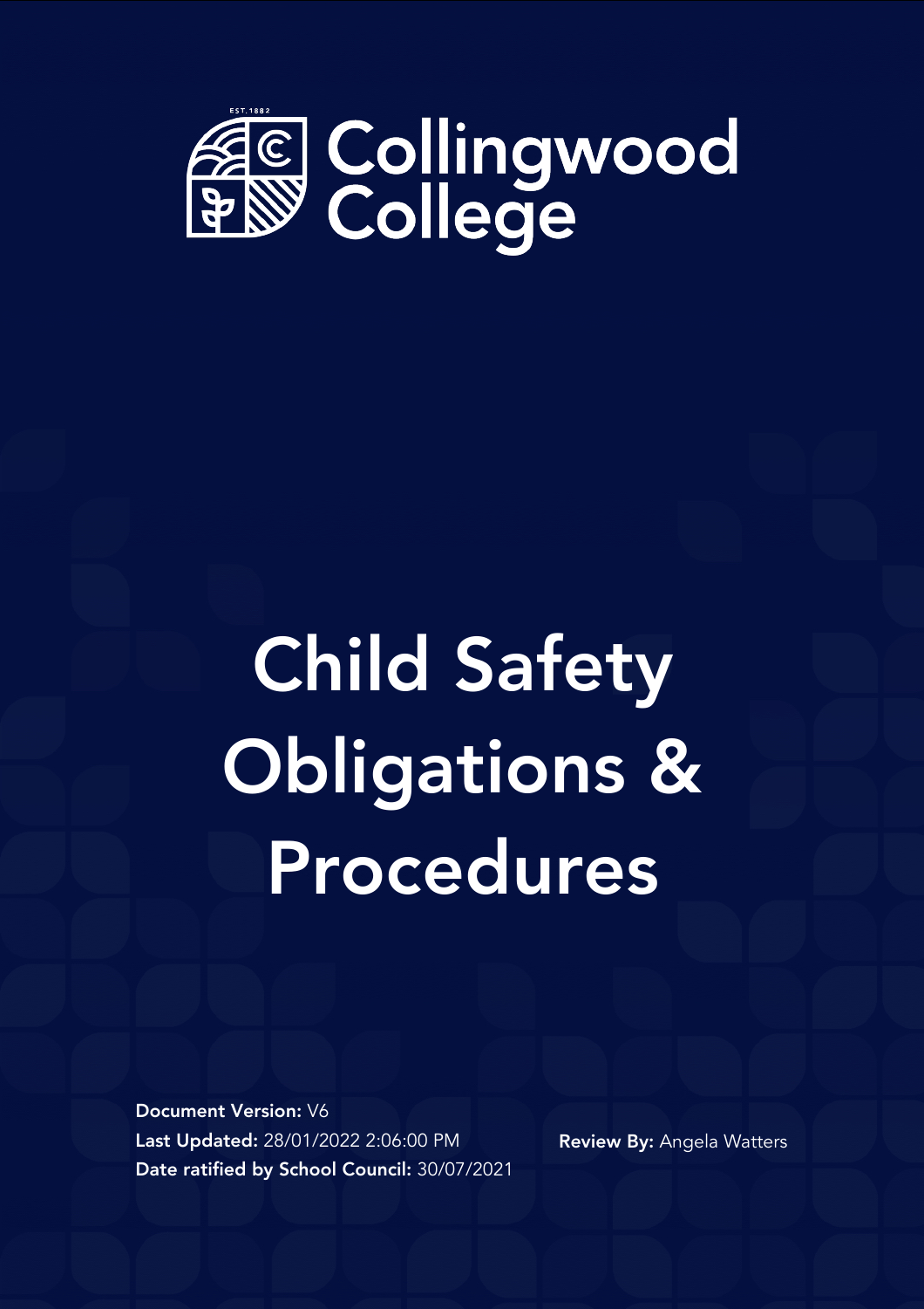EST.1882

Collingwood College

# Child Safety Obligations & Procedures

**Document Version:** V6
**Last Updated:** 28/01/2022 2:06:00 PM
**Date ratified by School Council:** 30/07/2021

**Review By:** Angela Watters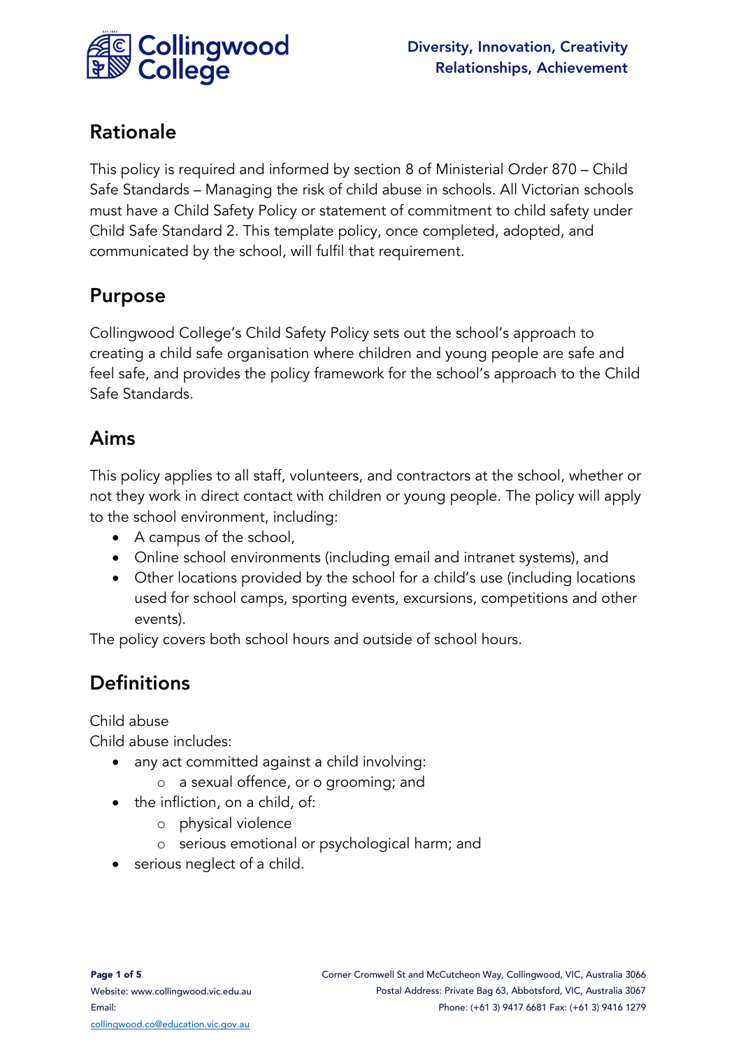## Rationale

This policy is required and informed by section 8 of Ministerial Order 870 – Child Safe Standards – Managing the risk of child abuse in schools. All Victorian schools must have a Child Safety Policy or statement of commitment to child safety under Child Safe Standard 2. This template policy, once completed, adopted, and communicated by the school, will fulfil that requirement.

## Purpose

Collingwood College's Child Safety Policy sets out the school's approach to creating a child safe organisation where children and young people are safe and feel safe, and provides the policy framework for the school's approach to the Child Safe Standards.

## Aims

This policy applies to all staff, volunteers, and contractors at the school, whether or not they work in direct contact with children or young people. The policy will apply to the school environment, including:

- A campus of the school,
- Online school environments (including email and intranet systems), and
- Other locations provided by the school for a child's use (including locations used for school camps, sporting events, excursions, competitions and other events).

The policy covers both school hours and outside of school hours.

## Definitions

Child abuse

Child abuse includes:

- any act committed against a child involving:
  - a sexual offence, or o grooming; and
- the infliction, on a child, of:
  - physical violence
  - serious emotional or psychological harm; and
- serious neglect of a child.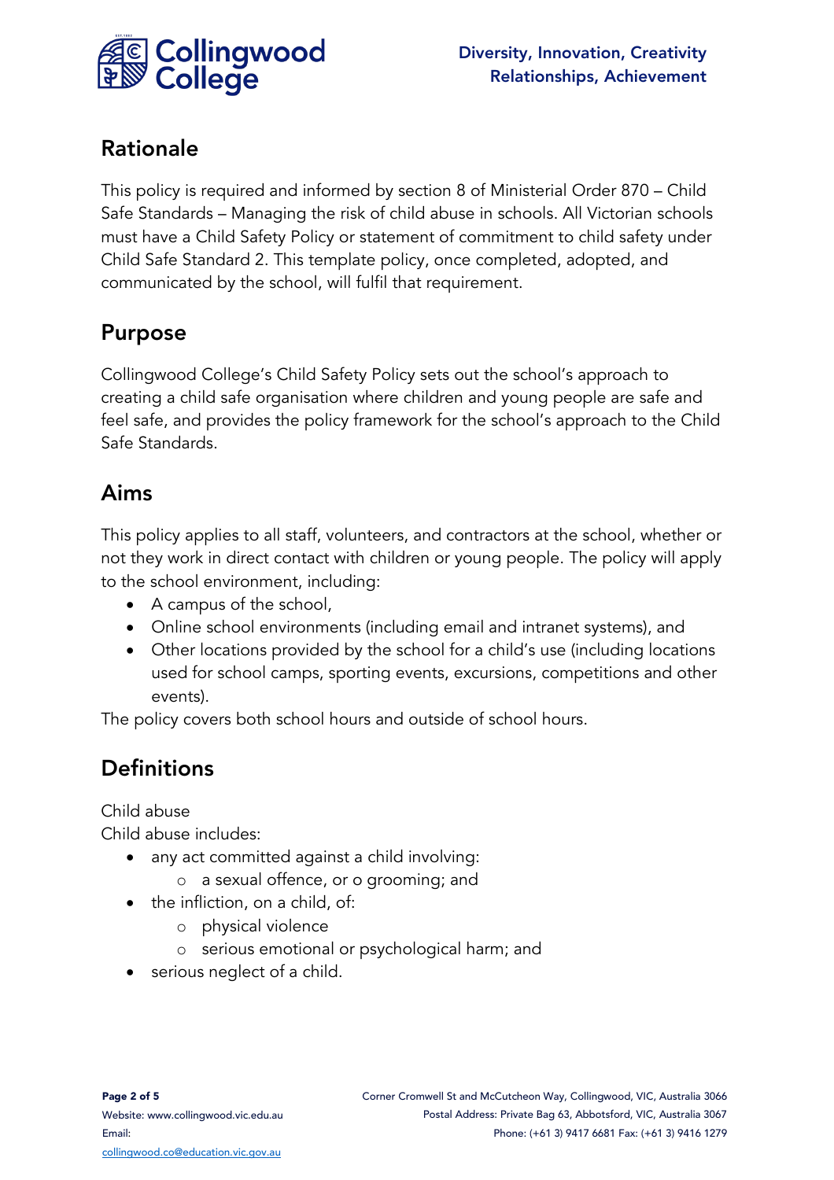## Rationale

This policy is required and informed by section 8 of Ministerial Order 870 – Child Safe Standards – Managing the risk of child abuse in schools. All Victorian schools must have a Child Safety Policy or statement of commitment to child safety under Child Safe Standard 2. This template policy, once completed, adopted, and communicated by the school, will fulfil that requirement.

## Purpose

Collingwood College's Child Safety Policy sets out the school's approach to creating a child safe organisation where children and young people are safe and feel safe, and provides the policy framework for the school's approach to the Child Safe Standards.

## Aims

This policy applies to all staff, volunteers, and contractors at the school, whether or not they work in direct contact with children or young people. The policy will apply to the school environment, including:

- A campus of the school,
- Online school environments (including email and intranet systems), and
- Other locations provided by the school for a child's use (including locations used for school camps, sporting events, excursions, competitions and other events).

The policy covers both school hours and outside of school hours.

## Definitions

Child abuse

Child abuse includes:

- any act committed against a child involving:
  - a sexual offence, or o grooming; and
- the infliction, on a child, of:
  - physical violence
  - serious emotional or psychological harm; and
- serious neglect of a child.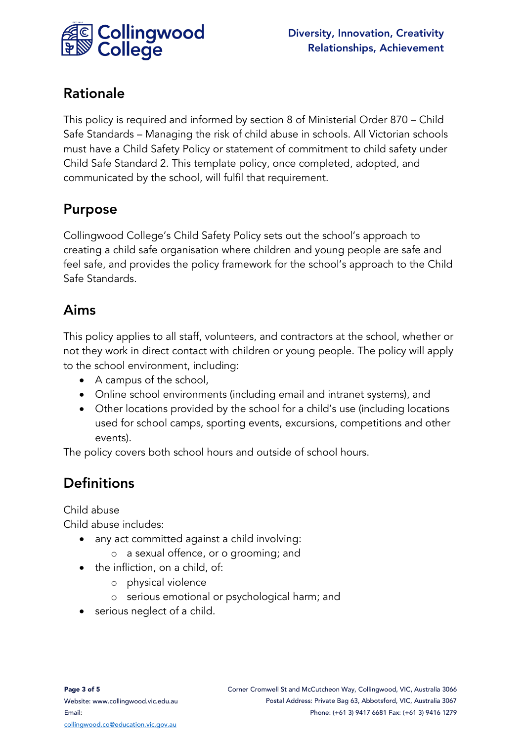## Rationale

This policy is required and informed by section 8 of Ministerial Order 870 – Child Safe Standards – Managing the risk of child abuse in schools. All Victorian schools must have a Child Safety Policy or statement of commitment to child safety under Child Safe Standard 2. This template policy, once completed, adopted, and communicated by the school, will fulfil that requirement.

## Purpose

Collingwood College's Child Safety Policy sets out the school's approach to creating a child safe organisation where children and young people are safe and feel safe, and provides the policy framework for the school's approach to the Child Safe Standards.

## Aims

This policy applies to all staff, volunteers, and contractors at the school, whether or not they work in direct contact with children or young people. The policy will apply to the school environment, including:

- A campus of the school,
- Online school environments (including email and intranet systems), and
- Other locations provided by the school for a child's use (including locations used for school camps, sporting events, excursions, competitions and other events).

The policy covers both school hours and outside of school hours.

## Definitions

Child abuse

Child abuse includes:

- any act committed against a child involving:
  - a sexual offence, or o grooming; and
- the infliction, on a child, of:
  - physical violence
  - serious emotional or psychological harm; and
- serious neglect of a child.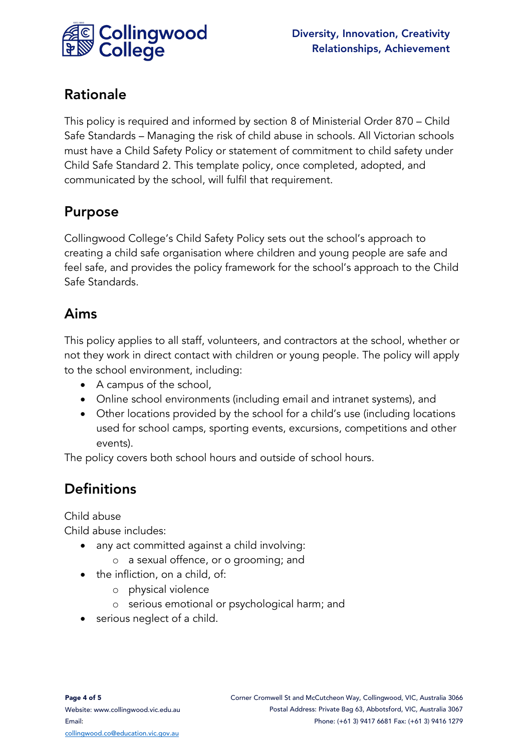## Rationale

This policy is required and informed by section 8 of Ministerial Order 870 – Child Safe Standards – Managing the risk of child abuse in schools. All Victorian schools must have a Child Safety Policy or statement of commitment to child safety under Child Safe Standard 2. This template policy, once completed, adopted, and communicated by the school, will fulfil that requirement.

## Purpose

Collingwood College's Child Safety Policy sets out the school's approach to creating a child safe organisation where children and young people are safe and feel safe, and provides the policy framework for the school's approach to the Child Safe Standards.

## Aims

This policy applies to all staff, volunteers, and contractors at the school, whether or not they work in direct contact with children or young people. The policy will apply to the school environment, including:

- A campus of the school,
- Online school environments (including email and intranet systems), and
- Other locations provided by the school for a child's use (including locations used for school camps, sporting events, excursions, competitions and other events).

The policy covers both school hours and outside of school hours.

## Definitions

Child abuse

Child abuse includes:

- any act committed against a child involving:
  - a sexual offence, or o grooming; and
- the infliction, on a child, of:
  - physical violence
  - serious emotional or psychological harm; and
- serious neglect of a child.